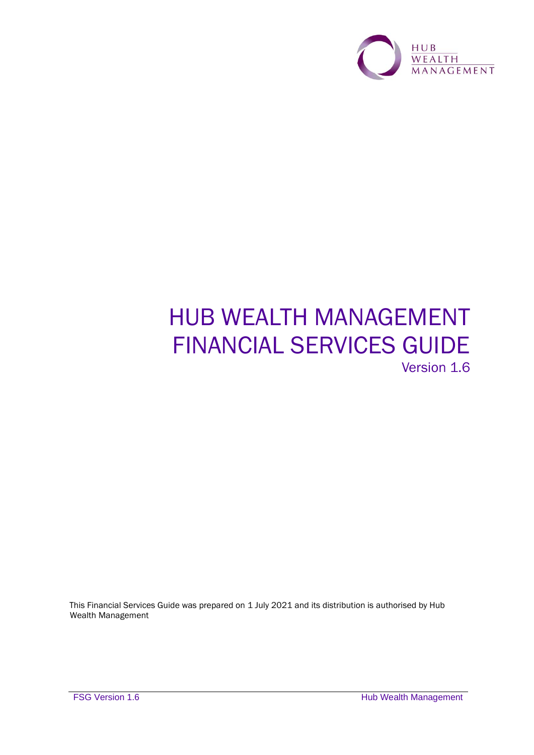# HUB WEALTH MANAGEMENT FINANCIAL SERVICES GUIDE

Version 1.6

This Financial Services Guide was prepared on 1 July 2021 and its distribution is authorised by Hub Wealth Management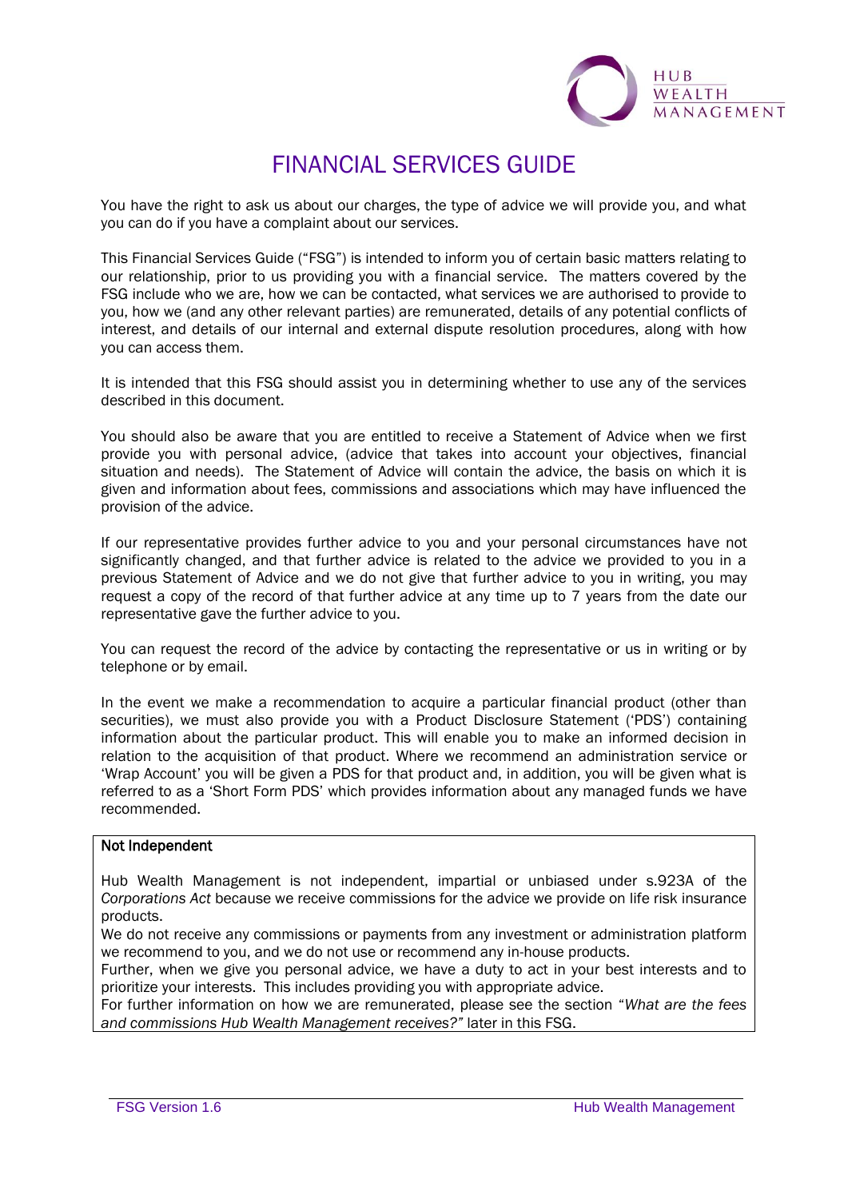# FINANCIAL SERVICES GUIDE

You have the right to ask us about our charges, the type of advice we will provide you, and what you can do if you have a complaint about our services.

This Financial Services Guide ("FSG") is intended to inform you of certain basic matters relating to our relationship, prior to us providing you with a financial service. The matters covered by the FSG include who we are, how we can be contacted, what services we are authorised to provide to you, how we (and any other relevant parties) are remunerated, details of any potential conflicts of interest, and details of our internal and external dispute resolution procedures, along with how you can access them.

It is intended that this FSG should assist you in determining whether to use any of the services described in this document.

You should also be aware that you are entitled to receive a Statement of Advice when we first provide you with personal advice, (advice that takes into account your objectives, financial situation and needs). The Statement of Advice will contain the advice, the basis on which it is given and information about fees, commissions and associations which may have influenced the provision of the advice.

If our representative provides further advice to you and your personal circumstances have not significantly changed, and that further advice is related to the advice we provided to you in a previous Statement of Advice and we do not give that further advice to you in writing, you may request a copy of the record of that further advice at any time up to 7 years from the date our representative gave the further advice to you.

You can request the record of the advice by contacting the representative or us in writing or by telephone or by email.

In the event we make a recommendation to acquire a particular financial product (other than securities), we must also provide you with a Product Disclosure Statement ('PDS') containing information about the particular product. This will enable you to make an informed decision in relation to the acquisition of that product. Where we recommend an administration service or 'Wrap Account' you will be given a PDS for that product and, in addition, you will be given what is referred to as a 'Short Form PDS' which provides information about any managed funds we have recommended.

**Not Independent**

Hub Wealth Management is not independent, impartial or unbiased under s.923A of the *Corporations Act* because we receive commissions for the advice we provide on life risk insurance products.

We do not receive any commissions or payments from any investment or administration platform we recommend to you, and we do not use or recommend any in-house products.

Further, when we give you personal advice, we have a duty to act in your best interests and to prioritize your interests. This includes providing you with appropriate advice.

For further information on how we are remunerated, please see the section "*What are the fees and commissions Hub Wealth Management receives?"* later in this FSG.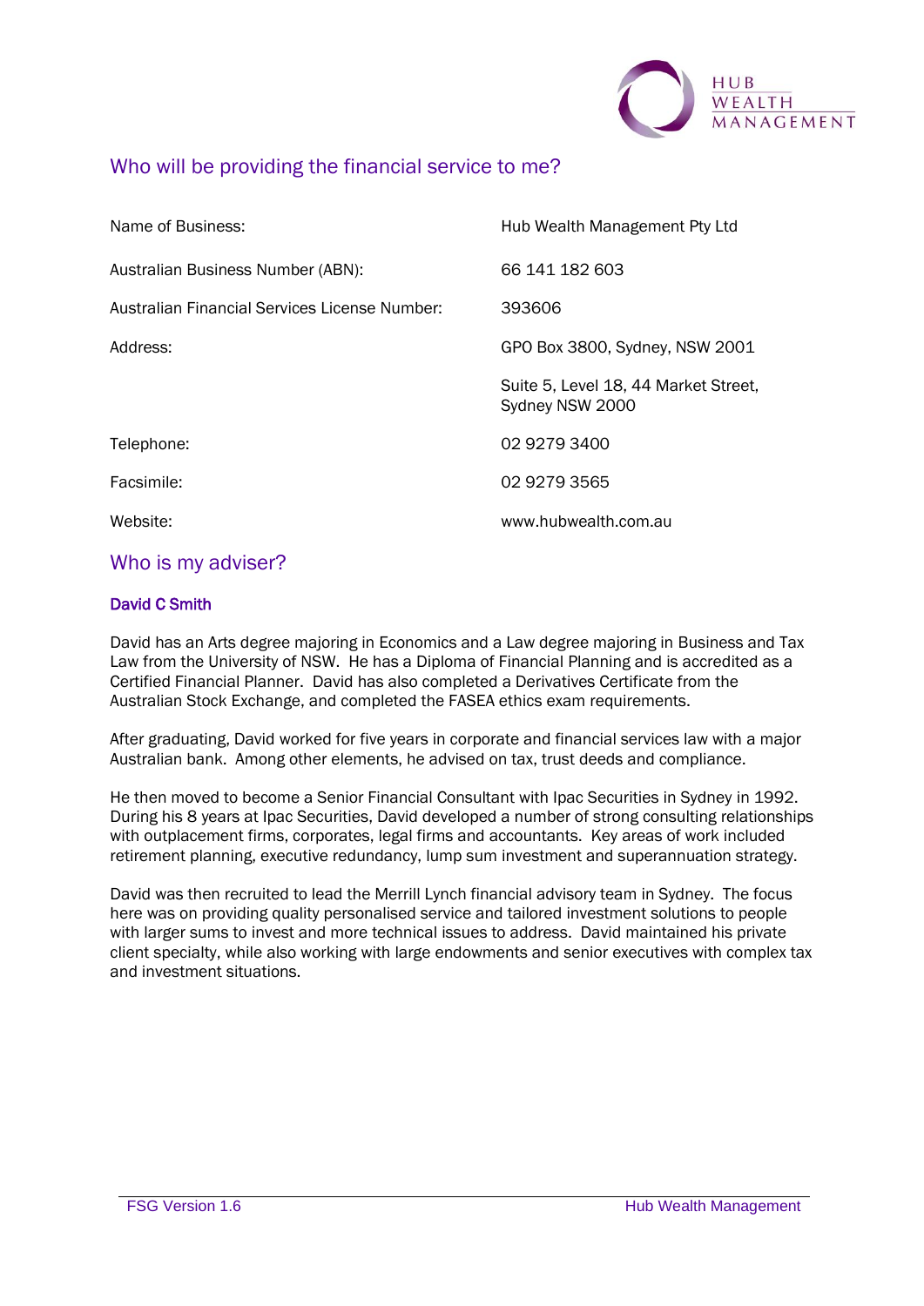## Who will be providing the financial service to me?

| | |
|---|---|
| Name of Business: | Hub Wealth Management Pty Ltd |
| Australian Business Number (ABN): | 66 141 182 603 |
| Australian Financial Services License Number: | 393606 |
| Address: | GPO Box 3800, Sydney, NSW 2001 |
| | Suite 5, Level 18, 44 Market Street, Sydney NSW 2000 |
| Telephone: | 02 9279 3400 |
| Facsimile: | 02 9279 3565 |
| Website: | www.hubwealth.com.au |

## Who is my adviser?

### David C Smith

David has an Arts degree majoring in Economics and a Law degree majoring in Business and Tax Law from the University of NSW. He has a Diploma of Financial Planning and is accredited as a Certified Financial Planner. David has also completed a Derivatives Certificate from the Australian Stock Exchange, and completed the FASEA ethics exam requirements.

After graduating, David worked for five years in corporate and financial services law with a major Australian bank. Among other elements, he advised on tax, trust deeds and compliance.

He then moved to become a Senior Financial Consultant with Ipac Securities in Sydney in 1992. During his 8 years at Ipac Securities, David developed a number of strong consulting relationships with outplacement firms, corporates, legal firms and accountants. Key areas of work included retirement planning, executive redundancy, lump sum investment and superannuation strategy.

David was then recruited to lead the Merrill Lynch financial advisory team in Sydney. The focus here was on providing quality personalised service and tailored investment solutions to people with larger sums to invest and more technical issues to address. David maintained his private client specialty, while also working with large endowments and senior executives with complex tax and investment situations.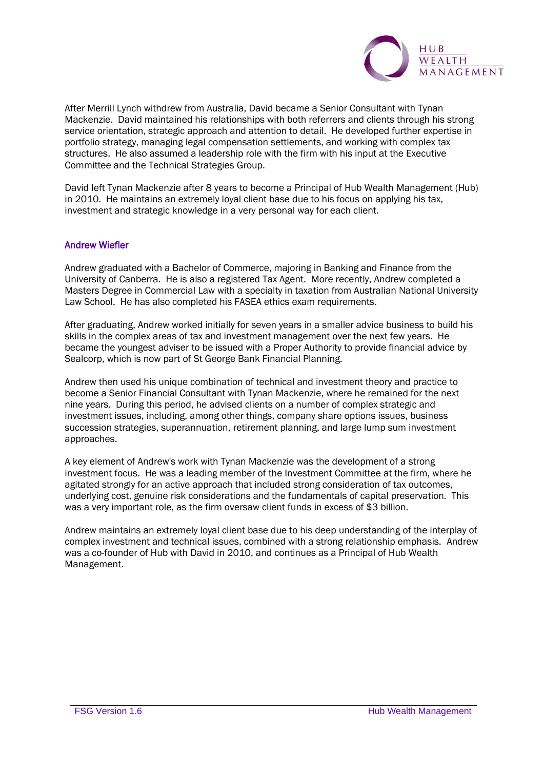After Merrill Lynch withdrew from Australia, David became a Senior Consultant with Tynan Mackenzie. David maintained his relationships with both referrers and clients through his strong service orientation, strategic approach and attention to detail. He developed further expertise in portfolio strategy, managing legal compensation settlements, and working with complex tax structures. He also assumed a leadership role with the firm with his input at the Executive Committee and the Technical Strategies Group.

David left Tynan Mackenzie after 8 years to become a Principal of Hub Wealth Management (Hub) in 2010. He maintains an extremely loyal client base due to his focus on applying his tax, investment and strategic knowledge in a very personal way for each client.

### Andrew Wiefler

Andrew graduated with a Bachelor of Commerce, majoring in Banking and Finance from the University of Canberra. He is also a registered Tax Agent. More recently, Andrew completed a Masters Degree in Commercial Law with a specialty in taxation from Australian National University Law School. He has also completed his FASEA ethics exam requirements.

After graduating, Andrew worked initially for seven years in a smaller advice business to build his skills in the complex areas of tax and investment management over the next few years. He became the youngest adviser to be issued with a Proper Authority to provide financial advice by Sealcorp, which is now part of St George Bank Financial Planning.

Andrew then used his unique combination of technical and investment theory and practice to become a Senior Financial Consultant with Tynan Mackenzie, where he remained for the next nine years. During this period, he advised clients on a number of complex strategic and investment issues, including, among other things, company share options issues, business succession strategies, superannuation, retirement planning, and large lump sum investment approaches.

A key element of Andrew's work with Tynan Mackenzie was the development of a strong investment focus. He was a leading member of the Investment Committee at the firm, where he agitated strongly for an active approach that included strong consideration of tax outcomes, underlying cost, genuine risk considerations and the fundamentals of capital preservation. This was a very important role, as the firm oversaw client funds in excess of $3 billion.

Andrew maintains an extremely loyal client base due to his deep understanding of the interplay of complex investment and technical issues, combined with a strong relationship emphasis. Andrew was a co-founder of Hub with David in 2010, and continues as a Principal of Hub Wealth Management.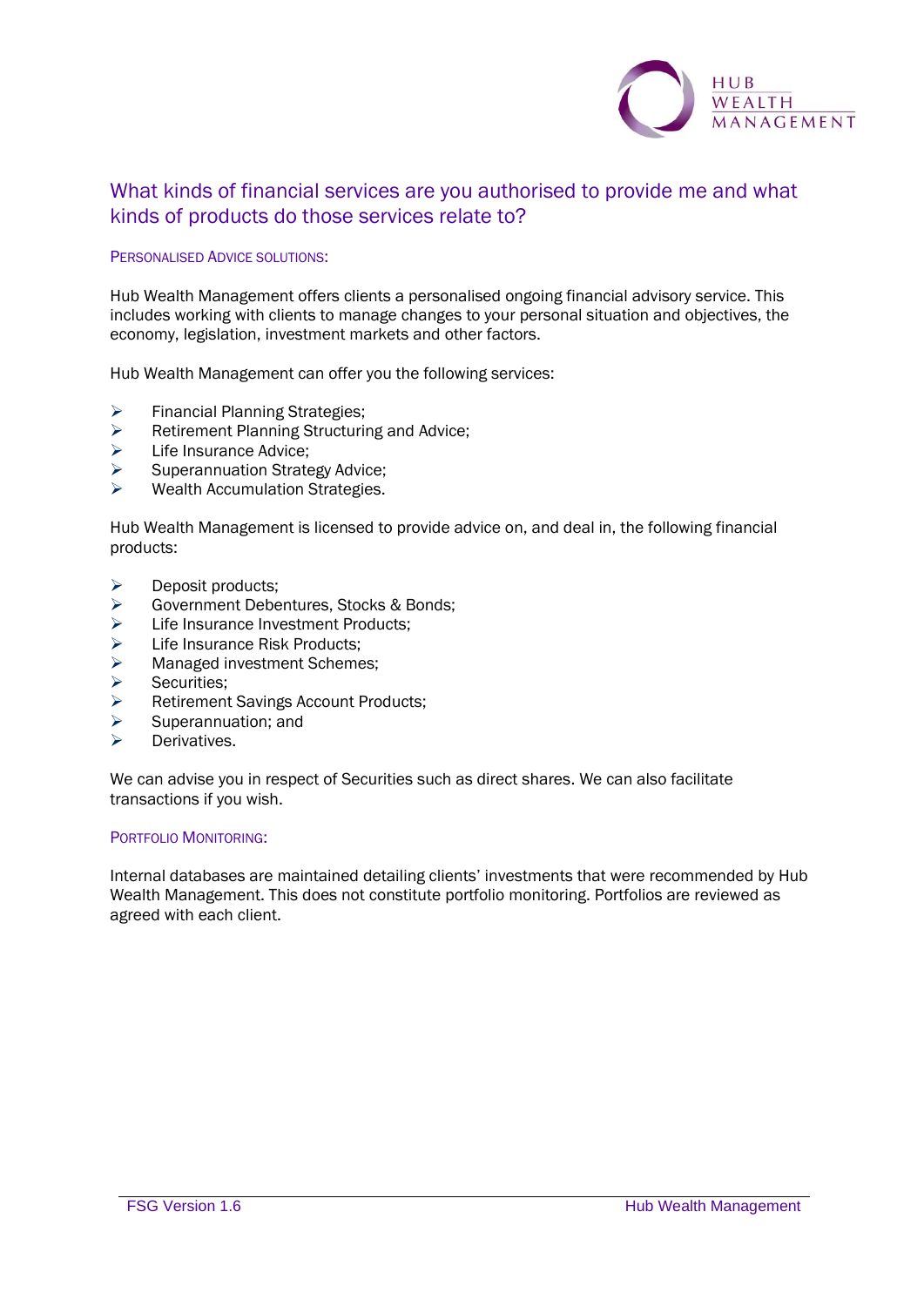## What kinds of financial services are you authorised to provide me and what kinds of products do those services relate to?

### Personalised Advice Solutions:

Hub Wealth Management offers clients a personalised ongoing financial advisory service. This includes working with clients to manage changes to your personal situation and objectives, the economy, legislation, investment markets and other factors.

Hub Wealth Management can offer you the following services:

- Financial Planning Strategies;
- Retirement Planning Structuring and Advice;
- Life Insurance Advice;
- Superannuation Strategy Advice;
- Wealth Accumulation Strategies.

Hub Wealth Management is licensed to provide advice on, and deal in, the following financial products:

- Deposit products;
- Government Debentures, Stocks & Bonds;
- Life Insurance Investment Products;
- Life Insurance Risk Products;
- Managed investment Schemes;
- Securities;
- Retirement Savings Account Products;
- Superannuation; and
- Derivatives.

We can advise you in respect of Securities such as direct shares. We can also facilitate transactions if you wish.

### Portfolio Monitoring:

Internal databases are maintained detailing clients' investments that were recommended by Hub Wealth Management. This does not constitute portfolio monitoring. Portfolios are reviewed as agreed with each client.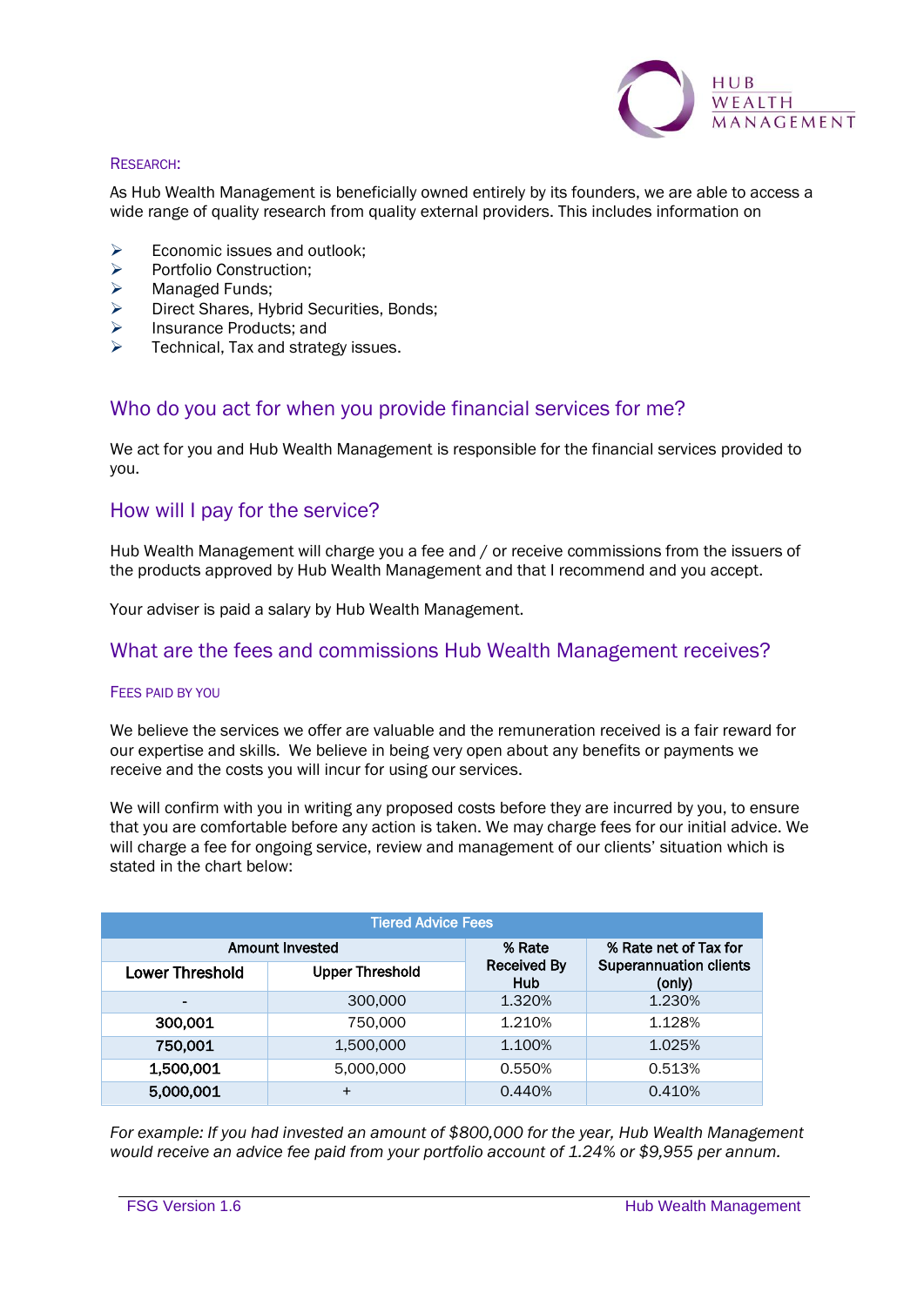### RESEARCH:

As Hub Wealth Management is beneficially owned entirely by its founders, we are able to access a wide range of quality research from quality external providers. This includes information on

- Economic issues and outlook;
- Portfolio Construction;
- Managed Funds;
- Direct Shares, Hybrid Securities, Bonds;
- Insurance Products; and
- Technical, Tax and strategy issues.

## Who do you act for when you provide financial services for me?

We act for you and Hub Wealth Management is responsible for the financial services provided to you.

## How will I pay for the service?

Hub Wealth Management will charge you a fee and / or receive commissions from the issuers of the products approved by Hub Wealth Management and that I recommend and you accept.

Your adviser is paid a salary by Hub Wealth Management.

## What are the fees and commissions Hub Wealth Management receives?

### FEES PAID BY YOU

We believe the services we offer are valuable and the remuneration received is a fair reward for our expertise and skills. We believe in being very open about any benefits or payments we receive and the costs you will incur for using our services.

We will confirm with you in writing any proposed costs before they are incurred by you, to ensure that you are comfortable before any action is taken. We may charge fees for our initial advice. We will charge a fee for ongoing service, review and management of our clients' situation which is stated in the chart below:

| Tiered Advice Fees | | | |
|---|---|---|---|
| Amount Invested | | % Rate Received By Hub | % Rate net of Tax for Superannuation clients (only) |
| Lower Threshold | Upper Threshold | | |
| - | 300,000 | 1.320% | 1.230% |
| 300,001 | 750,000 | 1.210% | 1.128% |
| 750,001 | 1,500,000 | 1.100% | 1.025% |
| 1,500,001 | 5,000,000 | 0.550% | 0.513% |
| 5,000,001 | + | 0.440% | 0.410% |

*For example: If you had invested an amount of $800,000 for the year, Hub Wealth Management would receive an advice fee paid from your portfolio account of 1.24% or $9,955 per annum.*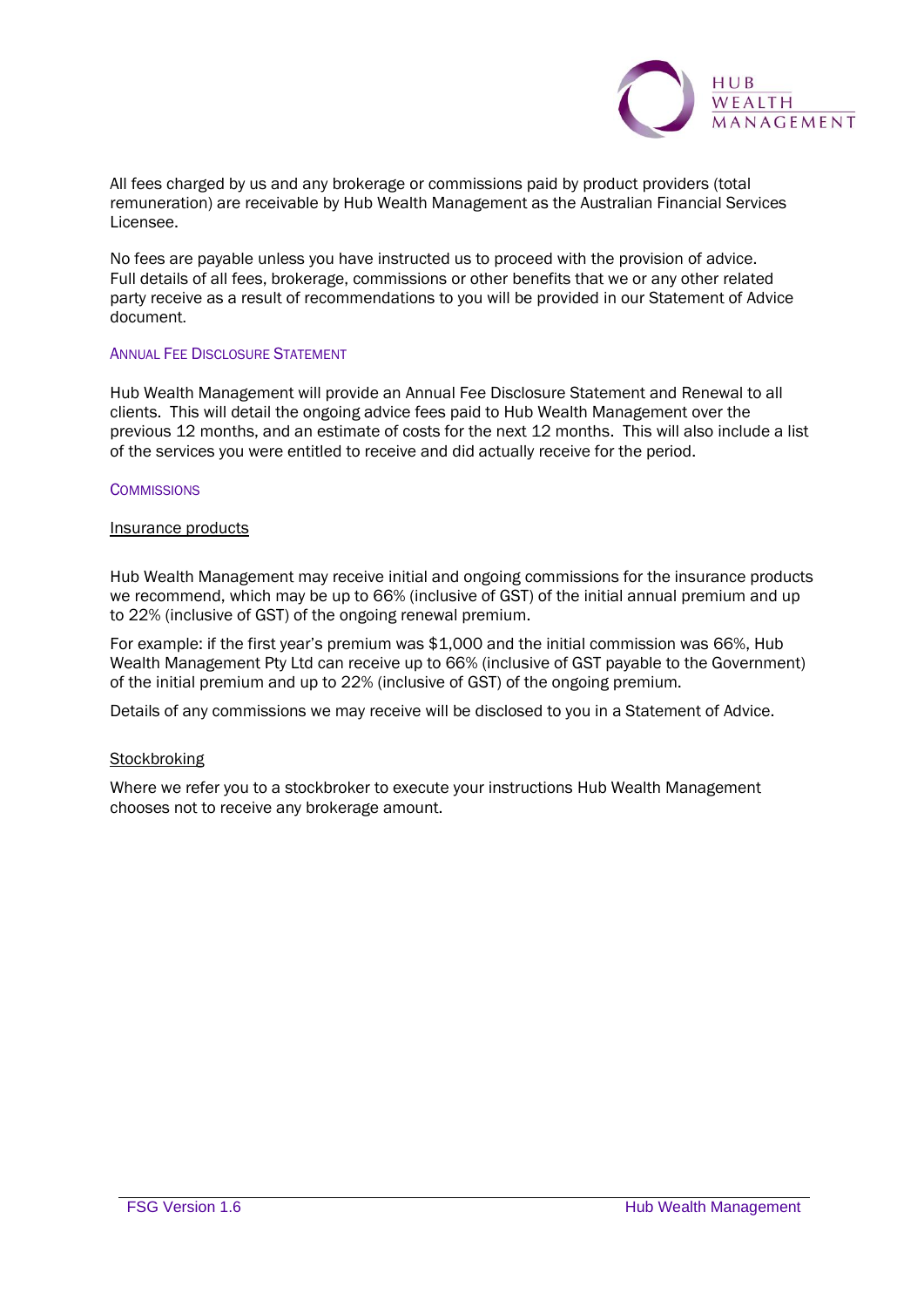All fees charged by us and any brokerage or commissions paid by product providers (total remuneration) are receivable by Hub Wealth Management as the Australian Financial Services Licensee.

No fees are payable unless you have instructed us to proceed with the provision of advice. Full details of all fees, brokerage, commissions or other benefits that we or any other related party receive as a result of recommendations to you will be provided in our Statement of Advice document.

### Annual Fee Disclosure Statement

Hub Wealth Management will provide an Annual Fee Disclosure Statement and Renewal to all clients. This will detail the ongoing advice fees paid to Hub Wealth Management over the previous 12 months, and an estimate of costs for the next 12 months. This will also include a list of the services you were entitled to receive and did actually receive for the period.

### Commissions

#### Insurance products

Hub Wealth Management may receive initial and ongoing commissions for the insurance products we recommend, which may be up to 66% (inclusive of GST) of the initial annual premium and up to 22% (inclusive of GST) of the ongoing renewal premium.

For example: if the first year's premium was $1,000 and the initial commission was 66%, Hub Wealth Management Pty Ltd can receive up to 66% (inclusive of GST payable to the Government) of the initial premium and up to 22% (inclusive of GST) of the ongoing premium.

Details of any commissions we may receive will be disclosed to you in a Statement of Advice.

#### Stockbroking

Where we refer you to a stockbroker to execute your instructions Hub Wealth Management chooses not to receive any brokerage amount.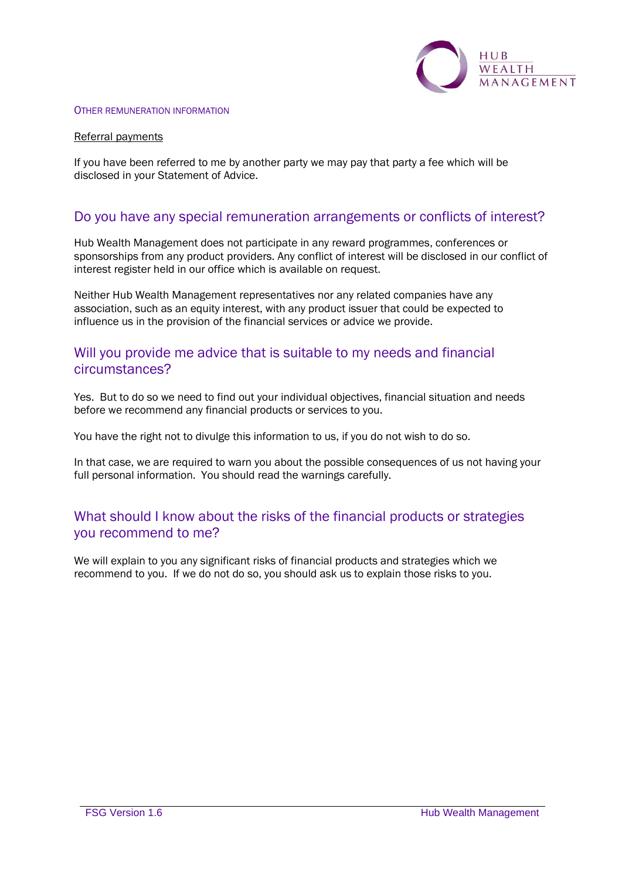### OTHER REMUNERATION INFORMATION

Referral payments

If you have been referred to me by another party we may pay that party a fee which will be disclosed in your Statement of Advice.

## Do you have any special remuneration arrangements or conflicts of interest?

Hub Wealth Management does not participate in any reward programmes, conferences or sponsorships from any product providers. Any conflict of interest will be disclosed in our conflict of interest register held in our office which is available on request.

Neither Hub Wealth Management representatives nor any related companies have any association, such as an equity interest, with any product issuer that could be expected to influence us in the provision of the financial services or advice we provide.

## Will you provide me advice that is suitable to my needs and financial circumstances?

Yes. But to do so we need to find out your individual objectives, financial situation and needs before we recommend any financial products or services to you.

You have the right not to divulge this information to us, if you do not wish to do so.

In that case, we are required to warn you about the possible consequences of us not having your full personal information. You should read the warnings carefully.

## What should I know about the risks of the financial products or strategies you recommend to me?

We will explain to you any significant risks of financial products and strategies which we recommend to you. If we do not do so, you should ask us to explain those risks to you.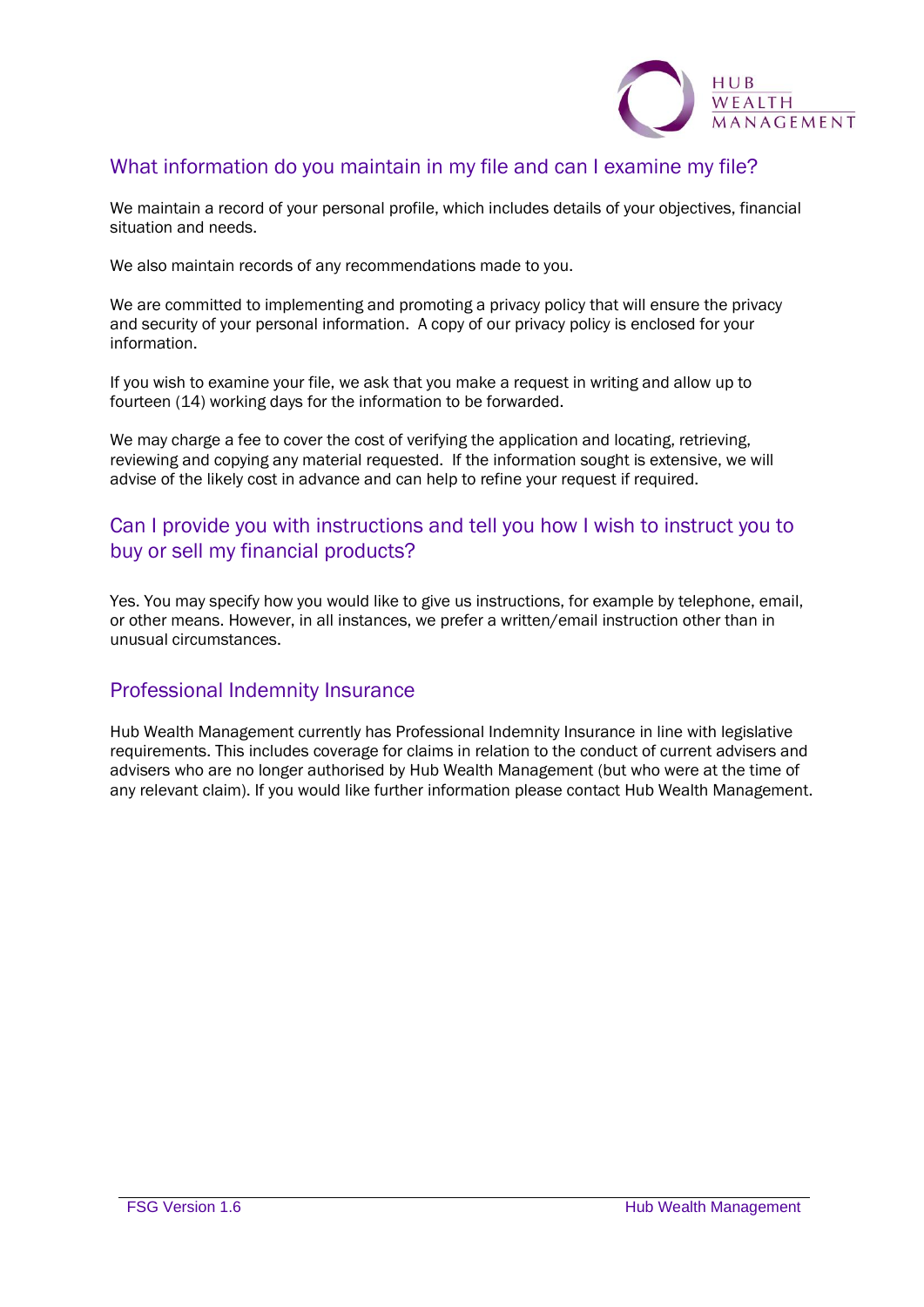## What information do you maintain in my file and can I examine my file?

We maintain a record of your personal profile, which includes details of your objectives, financial situation and needs.

We also maintain records of any recommendations made to you.

We are committed to implementing and promoting a privacy policy that will ensure the privacy and security of your personal information. A copy of our privacy policy is enclosed for your information.

If you wish to examine your file, we ask that you make a request in writing and allow up to fourteen (14) working days for the information to be forwarded.

We may charge a fee to cover the cost of verifying the application and locating, retrieving, reviewing and copying any material requested. If the information sought is extensive, we will advise of the likely cost in advance and can help to refine your request if required.

## Can I provide you with instructions and tell you how I wish to instruct you to buy or sell my financial products?

Yes. You may specify how you would like to give us instructions, for example by telephone, email, or other means. However, in all instances, we prefer a written/email instruction other than in unusual circumstances.

## Professional Indemnity Insurance

Hub Wealth Management currently has Professional Indemnity Insurance in line with legislative requirements. This includes coverage for claims in relation to the conduct of current advisers and advisers who are no longer authorised by Hub Wealth Management (but who were at the time of any relevant claim). If you would like further information please contact Hub Wealth Management.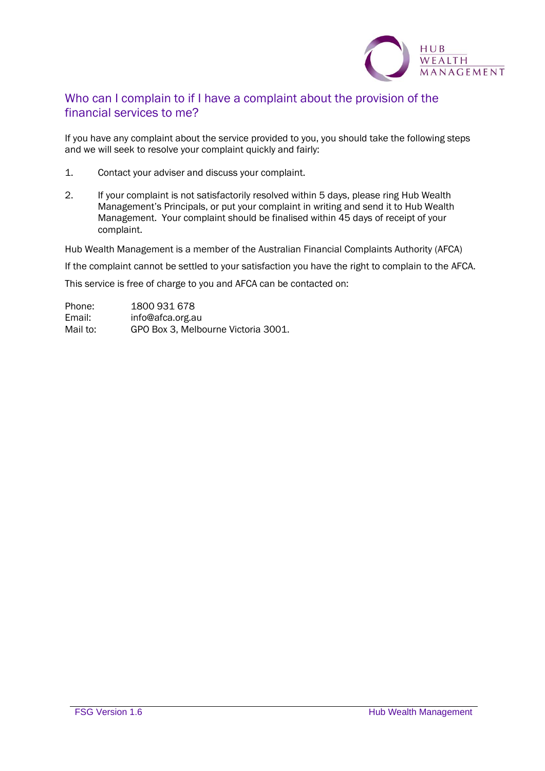## Who can I complain to if I have a complaint about the provision of the financial services to me?

If you have any complaint about the service provided to you, you should take the following steps and we will seek to resolve your complaint quickly and fairly:

1. Contact your adviser and discuss your complaint.

2. If your complaint is not satisfactorily resolved within 5 days, please ring Hub Wealth Management's Principals, or put your complaint in writing and send it to Hub Wealth Management. Your complaint should be finalised within 45 days of receipt of your complaint.

Hub Wealth Management is a member of the Australian Financial Complaints Authority (AFCA)

If the complaint cannot be settled to your satisfaction you have the right to complain to the AFCA.

This service is free of charge to you and AFCA can be contacted on:

Phone: 1800 931 678
Email: info@afca.org.au
Mail to: GPO Box 3, Melbourne Victoria 3001.